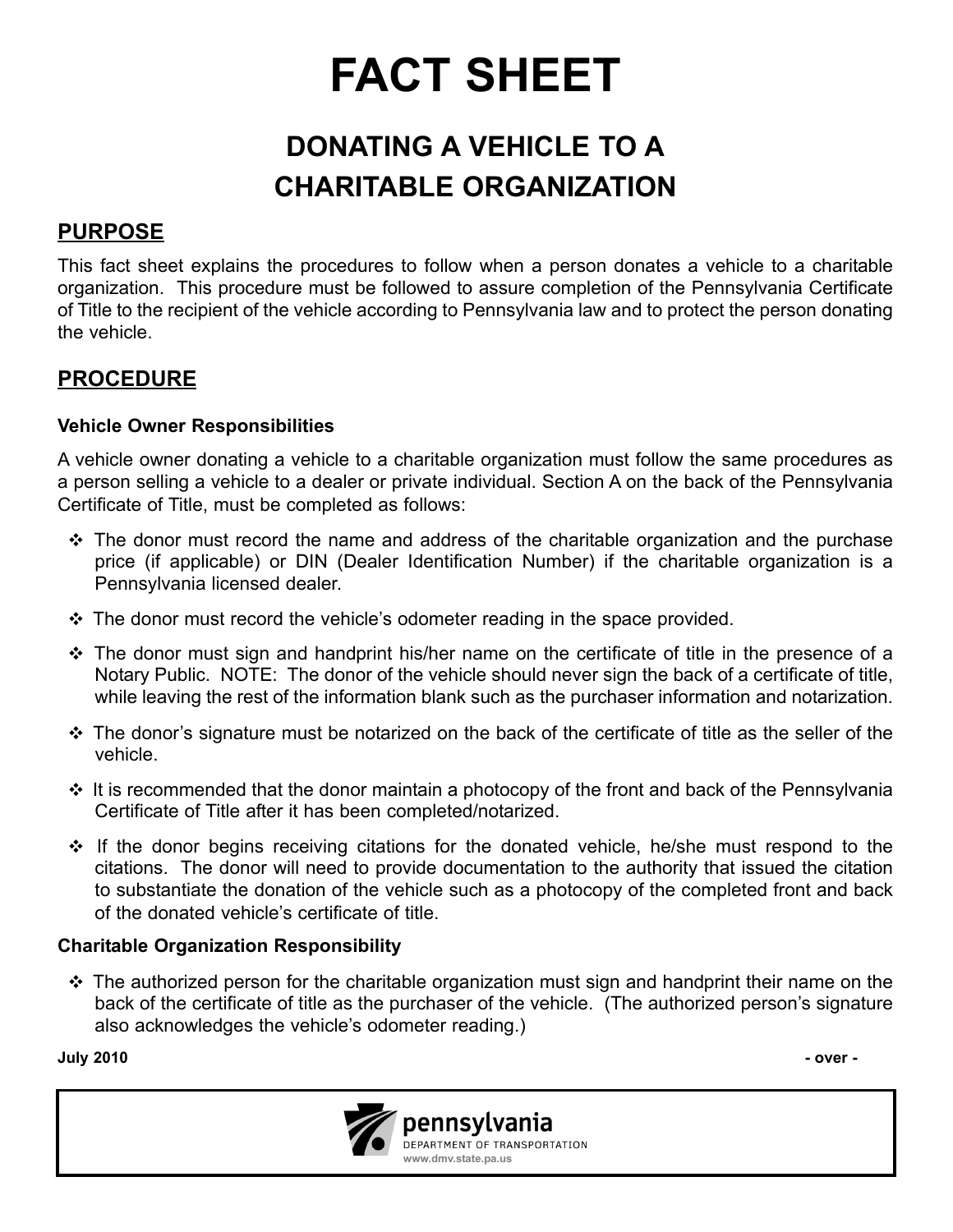# FACT SHEET

## DONATING A VEHICLE TO A CHARITABLE ORGANIZATION

### PURPOSE

This fact sheet explains the procedures to follow when a person donates a vehicle to a charitable organization. This procedure must be followed to assure completion of the Pennsylvania Certificate of Title to the recipient of the vehicle according to Pennsylvania law and to protect the person donating the vehicle.

### PROCEDURE

**Vehicle Owner Responsibilities**

A vehicle owner donating a vehicle to a charitable organization must follow the same procedures as a person selling a vehicle to a dealer or private individual. Section A on the back of the Pennsylvania Certificate of Title, must be completed as follows:

- The donor must record the name and address of the charitable organization and the purchase price (if applicable) or DIN (Dealer Identification Number) if the charitable organization is a Pennsylvania licensed dealer.
- The donor must record the vehicle's odometer reading in the space provided.
- The donor must sign and handprint his/her name on the certificate of title in the presence of a Notary Public. NOTE: The donor of the vehicle should never sign the back of a certificate of title, while leaving the rest of the information blank such as the purchaser information and notarization.
- The donor's signature must be notarized on the back of the certificate of title as the seller of the vehicle.
- It is recommended that the donor maintain a photocopy of the front and back of the Pennsylvania Certificate of Title after it has been completed/notarized.
- If the donor begins receiving citations for the donated vehicle, he/she must respond to the citations. The donor will need to provide documentation to the authority that issued the citation to substantiate the donation of the vehicle such as a photocopy of the completed front and back of the donated vehicle's certificate of title.

**Charitable Organization Responsibility**

- The authorized person for the charitable organization must sign and handprint their name on the back of the certificate of title as the purchaser of the vehicle. (The authorized person's signature also acknowledges the vehicle's odometer reading.)

**July 2010** **- over -**

pennsylvania
DEPARTMENT OF TRANSPORTATION
www.dmv.state.pa.us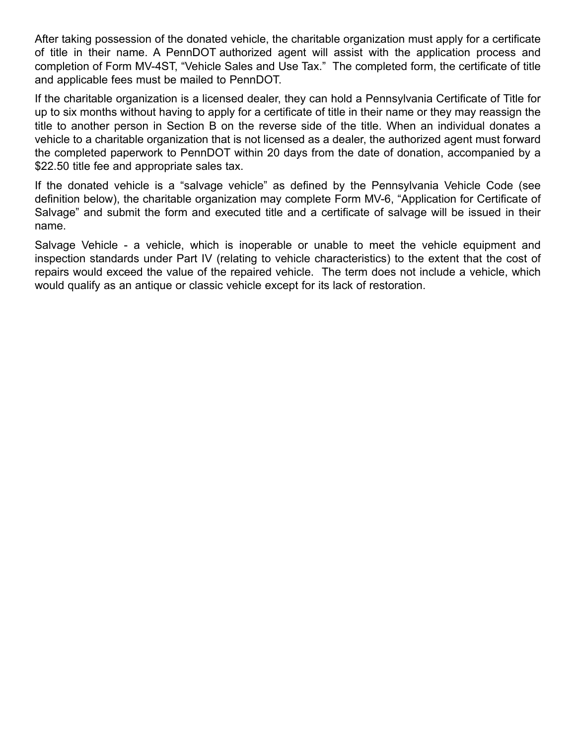After taking possession of the donated vehicle, the charitable organization must apply for a certificate of title in their name. A PennDOT authorized agent will assist with the application process and completion of Form MV-4ST, "Vehicle Sales and Use Tax." The completed form, the certificate of title and applicable fees must be mailed to PennDOT.

If the charitable organization is a licensed dealer, they can hold a Pennsylvania Certificate of Title for up to six months without having to apply for a certificate of title in their name or they may reassign the title to another person in Section B on the reverse side of the title. When an individual donates a vehicle to a charitable organization that is not licensed as a dealer, the authorized agent must forward the completed paperwork to PennDOT within 20 days from the date of donation, accompanied by a $22.50 title fee and appropriate sales tax.

If the donated vehicle is a "salvage vehicle" as defined by the Pennsylvania Vehicle Code (see definition below), the charitable organization may complete Form MV-6, "Application for Certificate of Salvage" and submit the form and executed title and a certificate of salvage will be issued in their name.

Salvage Vehicle - a vehicle, which is inoperable or unable to meet the vehicle equipment and inspection standards under Part IV (relating to vehicle characteristics) to the extent that the cost of repairs would exceed the value of the repaired vehicle. The term does not include a vehicle, which would qualify as an antique or classic vehicle except for its lack of restoration.